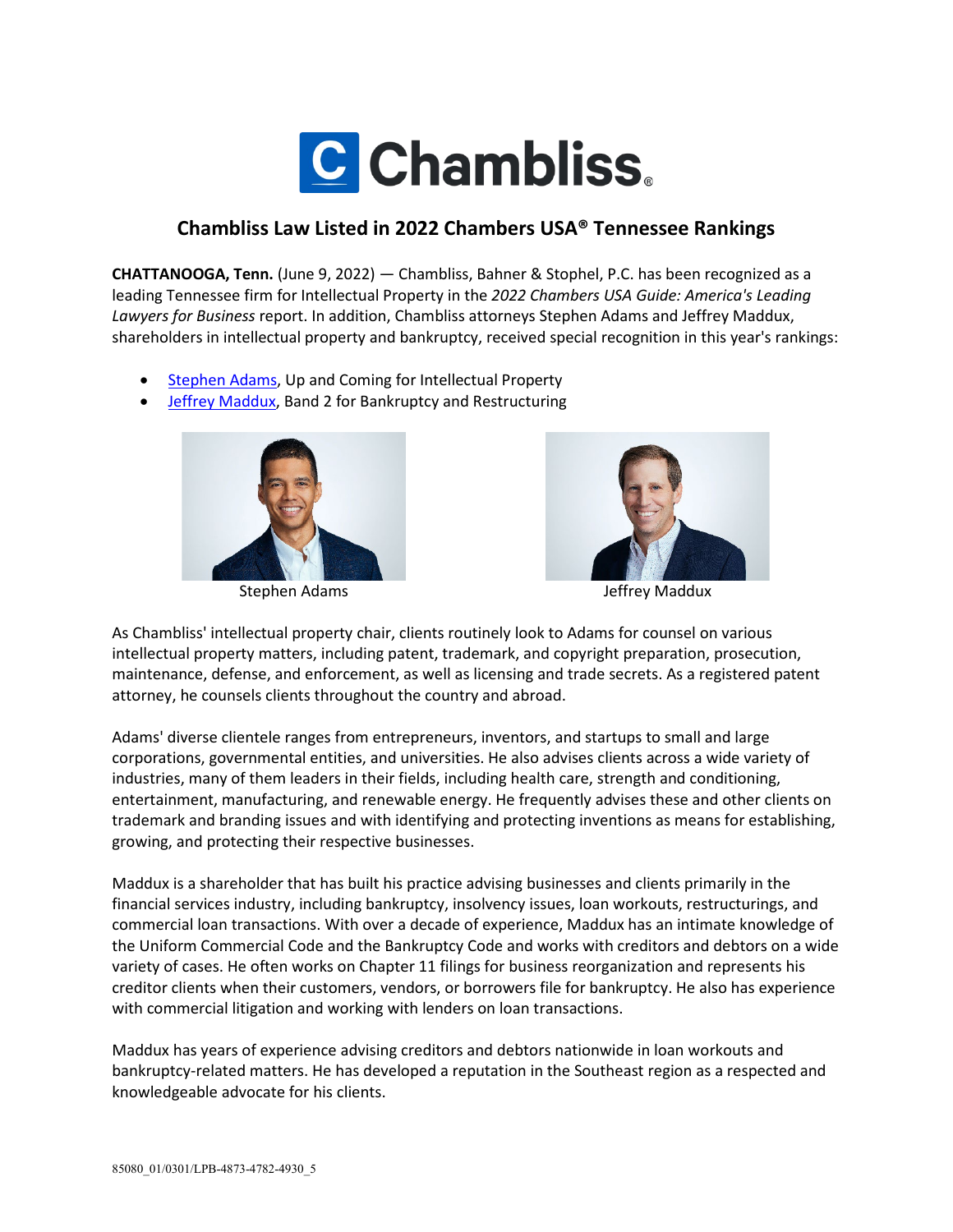# Chambliss Law Listed in 2022 Chambers USA® Tennessee Rankings

**CHATTANOOGA, Tenn.** (June 9, 2022) — Chambliss, Bahner & Stophel, P.C. has been recognized as a leading Tennessee firm for Intellectual Property in the *2022 Chambers USA Guide: America's Leading Lawyers for Business* report. In addition, Chambliss attorneys Stephen Adams and Jeffrey Maddux, shareholders in intellectual property and bankruptcy, received special recognition in this year's rankings:

- Stephen Adams, Up and Coming for Intellectual Property
- Jeffrey Maddux, Band 2 for Bankruptcy and Restructuring

Stephen Adams

Jeffrey Maddux

As Chambliss' intellectual property chair, clients routinely look to Adams for counsel on various intellectual property matters, including patent, trademark, and copyright preparation, prosecution, maintenance, defense, and enforcement, as well as licensing and trade secrets. As a registered patent attorney, he counsels clients throughout the country and abroad.

Adams' diverse clientele ranges from entrepreneurs, inventors, and startups to small and large corporations, governmental entities, and universities. He also advises clients across a wide variety of industries, many of them leaders in their fields, including health care, strength and conditioning, entertainment, manufacturing, and renewable energy. He frequently advises these and other clients on trademark and branding issues and with identifying and protecting inventions as means for establishing, growing, and protecting their respective businesses.

Maddux is a shareholder that has built his practice advising businesses and clients primarily in the financial services industry, including bankruptcy, insolvency issues, loan workouts, restructurings, and commercial loan transactions. With over a decade of experience, Maddux has an intimate knowledge of the Uniform Commercial Code and the Bankruptcy Code and works with creditors and debtors on a wide variety of cases. He often works on Chapter 11 filings for business reorganization and represents his creditor clients when their customers, vendors, or borrowers file for bankruptcy. He also has experience with commercial litigation and working with lenders on loan transactions.

Maddux has years of experience advising creditors and debtors nationwide in loan workouts and bankruptcy-related matters. He has developed a reputation in the Southeast region as a respected and knowledgeable advocate for his clients.

85080_01/0301/LPB-4873-4782-4930_5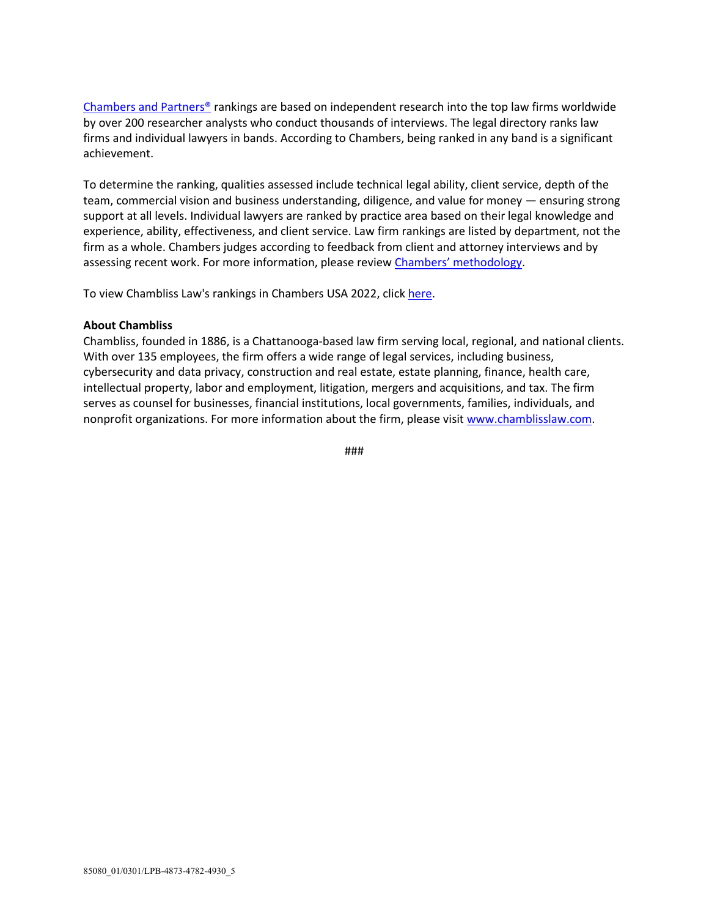Chambers and Partners® rankings are based on independent research into the top law firms worldwide by over 200 researcher analysts who conduct thousands of interviews. The legal directory ranks law firms and individual lawyers in bands. According to Chambers, being ranked in any band is a significant achievement.

To determine the ranking, qualities assessed include technical legal ability, client service, depth of the team, commercial vision and business understanding, diligence, and value for money — ensuring strong support at all levels. Individual lawyers are ranked by practice area based on their legal knowledge and experience, ability, effectiveness, and client service. Law firm rankings are listed by department, not the firm as a whole. Chambers judges according to feedback from client and attorney interviews and by assessing recent work. For more information, please review Chambers' methodology.

To view Chambliss Law's rankings in Chambers USA 2022, click here.

**About Chambliss**

Chambliss, founded in 1886, is a Chattanooga-based law firm serving local, regional, and national clients. With over 135 employees, the firm offers a wide range of legal services, including business, cybersecurity and data privacy, construction and real estate, estate planning, finance, health care, intellectual property, labor and employment, litigation, mergers and acquisitions, and tax. The firm serves as counsel for businesses, financial institutions, local governments, families, individuals, and nonprofit organizations. For more information about the firm, please visit www.chamblisslaw.com.

###

85080_01/0301/LPB-4873-4782-4930_5